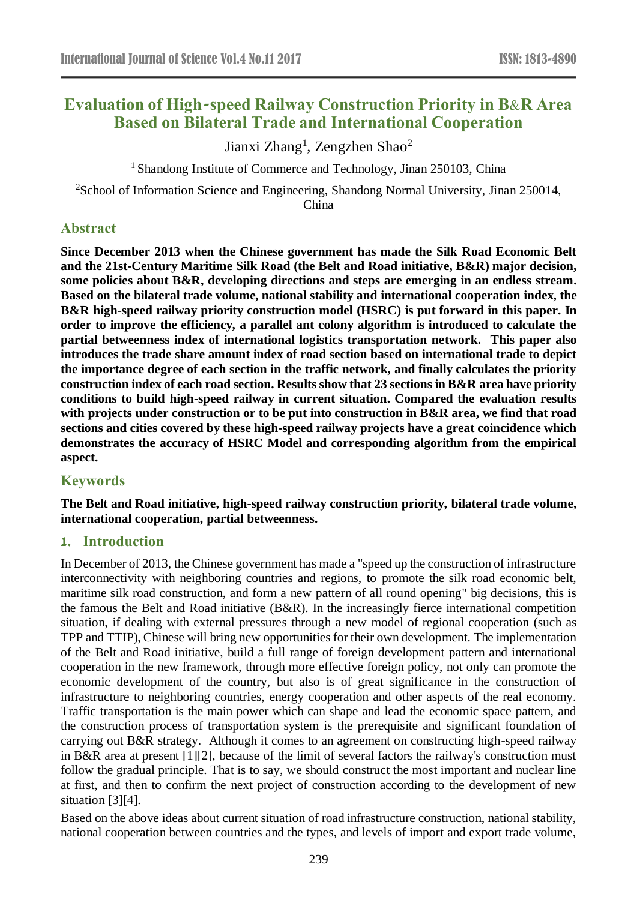# Evaluation of High-speed Railway Construction Priority in B&R Area Based on Bilateral Trade and International Cooperation

Jianxi Zhang[1], Zengzhen Shao[2]

[1] Shandong Institute of Commerce and Technology, Jinan 250103, China

[2]School of Information Science and Engineering, Shandong Normal University, Jinan 250014, China

## Abstract

**Since December 2013 when the Chinese government has made the Silk Road Economic Belt and the 21st-Century Maritime Silk Road (the Belt and Road initiative, B&R) major decision, some policies about B&R, developing directions and steps are emerging in an endless stream. Based on the bilateral trade volume, national stability and international cooperation index, the B&R high-speed railway priority construction model (HSRC) is put forward in this paper. In order to improve the efficiency, a parallel ant colony algorithm is introduced to calculate the partial betweenness index of international logistics transportation network. This paper also introduces the trade share amount index of road section based on international trade to depict the importance degree of each section in the traffic network, and finally calculates the priority construction index of each road section. Results show that 23 sections in B&R area have priority conditions to build high-speed railway in current situation. Compared the evaluation results with projects under construction or to be put into construction in B&R area, we find that road sections and cities covered by these high-speed railway projects have a great coincidence which demonstrates the accuracy of HSRC Model and corresponding algorithm from the empirical aspect.**

## Keywords

**The Belt and Road initiative, high-speed railway construction priority, bilateral trade volume, international cooperation, partial betweenness.**

## 1. Introduction

In December of 2013, the Chinese government has made a "speed up the construction of infrastructure interconnectivity with neighboring countries and regions, to promote the silk road economic belt, maritime silk road construction, and form a new pattern of all round opening" big decisions, this is the famous the Belt and Road initiative (B&R). In the increasingly fierce international competition situation, if dealing with external pressures through a new model of regional cooperation (such as TPP and TTIP), Chinese will bring new opportunities for their own development. The implementation of the Belt and Road initiative, build a full range of foreign development pattern and international cooperation in the new framework, through more effective foreign policy, not only can promote the economic development of the country, but also is of great significance in the construction of infrastructure to neighboring countries, energy cooperation and other aspects of the real economy. Traffic transportation is the main power which can shape and lead the economic space pattern, and the construction process of transportation system is the prerequisite and significant foundation of carrying out B&R strategy. Although it comes to an agreement on constructing high-speed railway in B&R area at present [1][2], because of the limit of several factors the railway's construction must follow the gradual principle. That is to say, we should construct the most important and nuclear line at first, and then to confirm the next project of construction according to the development of new situation [3][4].

Based on the above ideas about current situation of road infrastructure construction, national stability, national cooperation between countries and the types, and levels of import and export trade volume,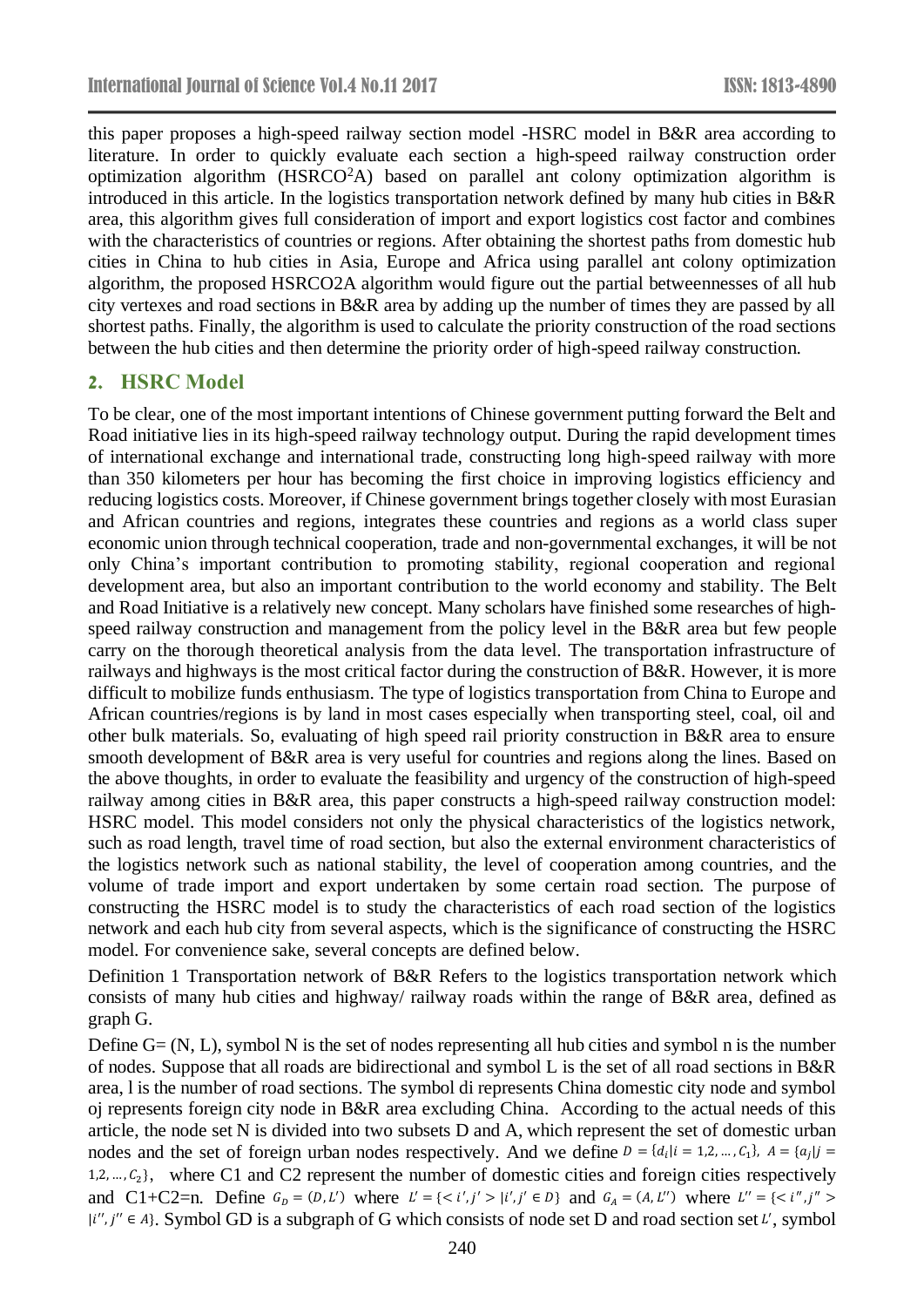this paper proposes a high-speed railway section model -HSRC model in B&R area according to literature. In order to quickly evaluate each section a high-speed railway construction order optimization algorithm ($HSRCO^2A$) based on parallel ant colony optimization algorithm is introduced in this article. In the logistics transportation network defined by many hub cities in B&R area, this algorithm gives full consideration of import and export logistics cost factor and combines with the characteristics of countries or regions. After obtaining the shortest paths from domestic hub cities in China to hub cities in Asia, Europe and Africa using parallel ant colony optimization algorithm, the proposed HSRCO2A algorithm would figure out the partial betweennesses of all hub city vertexes and road sections in B&R area by adding up the number of times they are passed by all shortest paths. Finally, the algorithm is used to calculate the priority construction of the road sections between the hub cities and then determine the priority order of high-speed railway construction.

## 2. HSRC Model

To be clear, one of the most important intentions of Chinese government putting forward the Belt and Road initiative lies in its high-speed railway technology output. During the rapid development times of international exchange and international trade, constructing long high-speed railway with more than 350 kilometers per hour has becoming the first choice in improving logistics efficiency and reducing logistics costs. Moreover, if Chinese government brings together closely with most Eurasian and African countries and regions, integrates these countries and regions as a world class super economic union through technical cooperation, trade and non-governmental exchanges, it will be not only China's important contribution to promoting stability, regional cooperation and regional development area, but also an important contribution to the world economy and stability. The Belt and Road Initiative is a relatively new concept. Many scholars have finished some researches of high-speed railway construction and management from the policy level in the B&R area but few people carry on the thorough theoretical analysis from the data level. The transportation infrastructure of railways and highways is the most critical factor during the construction of B&R. However, it is more difficult to mobilize funds enthusiasm. The type of logistics transportation from China to Europe and African countries/regions is by land in most cases especially when transporting steel, coal, oil and other bulk materials. So, evaluating of high speed rail priority construction in B&R area to ensure smooth development of B&R area is very useful for countries and regions along the lines. Based on the above thoughts, in order to evaluate the feasibility and urgency of the construction of high-speed railway among cities in B&R area, this paper constructs a high-speed railway construction model: HSRC model. This model considers not only the physical characteristics of the logistics network, such as road length, travel time of road section, but also the external environment characteristics of the logistics network such as national stability, the level of cooperation among countries, and the volume of trade import and export undertaken by some certain road section. The purpose of constructing the HSRC model is to study the characteristics of each road section of the logistics network and each hub city from several aspects, which is the significance of constructing the HSRC model. For convenience sake, several concepts are defined below.

Definition 1 Transportation network of B&R Refers to the logistics transportation network which consists of many hub cities and highway/ railway roads within the range of B&R area, defined as graph G.

Define G= (N, L), symbol N is the set of nodes representing all hub cities and symbol n is the number of nodes. Suppose that all roads are bidirectional and symbol L is the set of all road sections in B&R area, l is the number of road sections. The symbol di represents China domestic city node and symbol oj represents foreign city node in B&R area excluding China. According to the actual needs of this article, the node set N is divided into two subsets D and A, which represent the set of domestic urban nodes and the set of foreign urban nodes respectively. And we define $D = \{d_i | i = 1,2, \dots, C_1\}$, $A = \{a_j | j = 1,2, \dots, C_2\}$, where C1 and C2 represent the number of domestic cities and foreign cities respectively and C1+C2=n. Define $G_D = (D, L')$ where $L' = \{< i', j' > | i', j' \in D\}$ and $G_A = (A, L'')$ where $L'' = \{< i'', j'' > | i'', j'' \in A\}$. Symbol GD is a subgraph of G which consists of node set D and road section set $L'$, symbol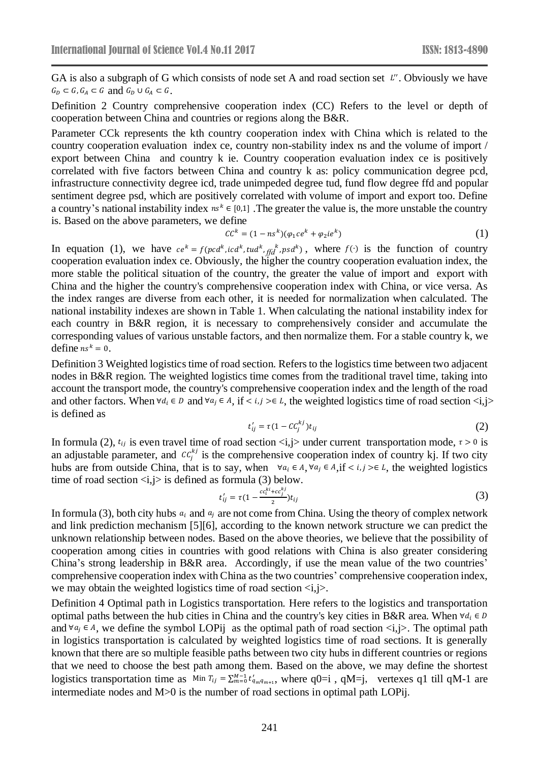GA is also a subgraph of G which consists of node set A and road section set $L''$. Obviously we have $G_D \subset G, G_A \subset G$ and $G_D \cup G_A \subset G$.

Definition 2 Country comprehensive cooperation index (CC) Refers to the level or depth of cooperation between China and countries or regions along the B&R.

Parameter CCk represents the kth country cooperation index with China which is related to the country cooperation evaluation index ce, country non-stability index ns and the volume of import / export between China and country k ie. Country cooperation evaluation index ce is positively correlated with five factors between China and country k as: policy communication degree pcd, infrastructure connectivity degree icd, trade unimpeded degree tud, fund flow degree ffd and popular sentiment degree psd, which are positively correlated with volume of import and export too. Define a country's national instability index $ns^k \in [0,1]$ .The greater the value is, the more unstable the country is. Based on the above parameters, we define

$$CC^k = (1 - ns^k)(\varphi_1 ce^k + \varphi_2 ie^k) \tag{1}$$

In equation (1), we have $ce^k = f(pcd^k, icd^k, tud^k, ffd^k, psd^k)$, where $f(\cdot)$ is the function of country cooperation evaluation index ce. Obviously, the higher the country cooperation evaluation index, the more stable the political situation of the country, the greater the value of import and export with China and the higher the country's comprehensive cooperation index with China, or vice versa. As the index ranges are diverse from each other, it is needed for normalization when calculated. The national instability indexes are shown in Table 1. When calculating the national instability index for each country in B&R region, it is necessary to comprehensively consider and accumulate the corresponding values of various unstable factors, and then normalize them. For a stable country k, we define $ns^k = 0$.

Definition 3 Weighted logistics time of road section. Refers to the logistics time between two adjacent nodes in B&R region. The weighted logistics time comes from the traditional travel time, taking into account the transport mode, the country's comprehensive cooperation index and the length of the road and other factors. When $\forall d_i \in D$ and $\forall a_j \in A$, if $< i,j > \in L$, the weighted logistics time of road section <i,j> is defined as

$$t'_{ij} = \tau(1 - CC_j^{kj})t_{ij} \tag{2}$$

In formula (2), $t_{ij}$ is even travel time of road section <i,j> under current transportation mode, $\tau > 0$ is an adjustable parameter, and $CC_j^{kj}$ is the comprehensive cooperation index of country kj. If two city hubs are from outside China, that is to say, when $\forall a_i \in A, \forall a_j \in A$, if $< i,j > \in L$, the weighted logistics time of road section <i,j> is defined as formula (3) below.

$$t'_{ij} = \tau(1 - \frac{cc_i^{ki} + cc_j^{kj}}{2})t_{ij} \tag{3}$$

In formula (3), both city hubs $a_i$ and $a_j$ are not come from China. Using the theory of complex network and link prediction mechanism [5][6], according to the known network structure we can predict the unknown relationship between nodes. Based on the above theories, we believe that the possibility of cooperation among cities in countries with good relations with China is also greater considering China's strong leadership in B&R area. Accordingly, if use the mean value of the two countries' comprehensive cooperation index with China as the two countries' comprehensive cooperation index, we may obtain the weighted logistics time of road section <i,j>.

Definition 4 Optimal path in Logistics transportation. Here refers to the logistics and transportation optimal paths between the hub cities in China and the country's key cities in B&R area. When $\forall d_i \in D$ and $\forall a_j \in A$, we define the symbol LOPij as the optimal path of road section <i,j>. The optimal path in logistics transportation is calculated by weighted logistics time of road sections. It is generally known that there are so multiple feasible paths between two city hubs in different countries or regions that we need to choose the best path among them. Based on the above, we may define the shortest logistics transportation time as $\text{Min } T_{ij} = \sum_{m=0}^{M-1} t'_{q_m q_{m+1}}$, where q0=i , qM=j, vertexes q1 till qM-1 are intermediate nodes and M>0 is the number of road sections in optimal path LOPij.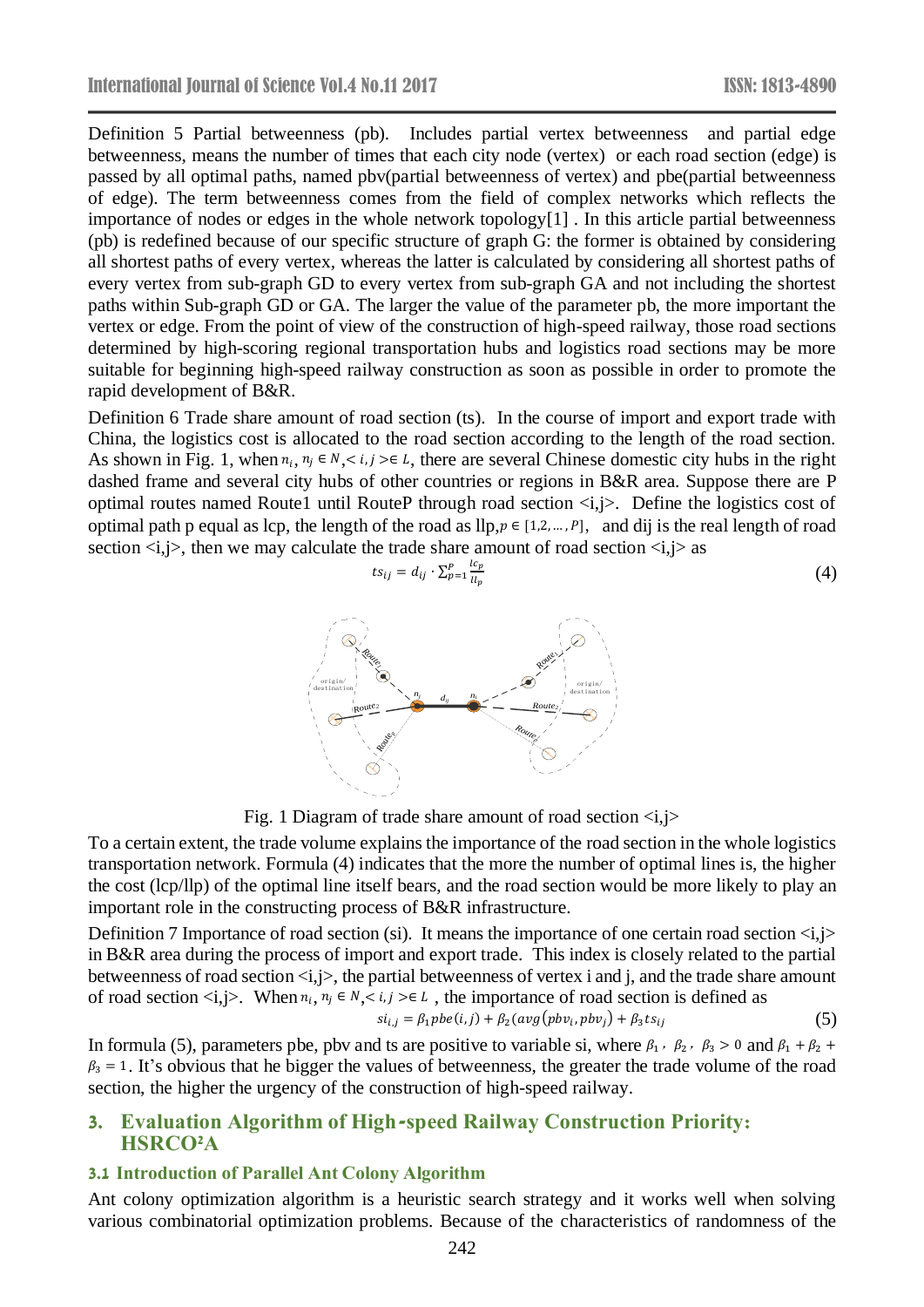Definition 5 Partial betweenness (pb). Includes partial vertex betweenness and partial edge betweenness, means the number of times that each city node (vertex) or each road section (edge) is passed by all optimal paths, named pbv(partial betweenness of vertex) and pbe(partial betweenness of edge). The term betweenness comes from the field of complex networks which reflects the importance of nodes or edges in the whole network topology[1] . In this article partial betweenness (pb) is redefined because of our specific structure of graph G: the former is obtained by considering all shortest paths of every vertex, whereas the latter is calculated by considering all shortest paths of every vertex from sub-graph GD to every vertex from sub-graph GA and not including the shortest paths within Sub-graph GD or GA. The larger the value of the parameter pb, the more important the vertex or edge. From the point of view of the construction of high-speed railway, those road sections determined by high-scoring regional transportation hubs and logistics road sections may be more suitable for beginning high-speed railway construction as soon as possible in order to promote the rapid development of B&R.

Definition 6 Trade share amount of road section (ts). In the course of import and export trade with China, the logistics cost is allocated to the road section according to the length of the road section. As shown in Fig. 1, when $n_i, n_j \in N, <i,j> \in L$, there are several Chinese domestic city hubs in the right dashed frame and several city hubs of other countries or regions in B&R area. Suppose there are P optimal routes named Route1 until RouteP through road section <i,j>. Define the logistics cost of optimal path p equal as lcp, the length of the road as llp, $p \in [1,2,\ldots,P]$, and dij is the real length of road section <i,j>, then we may calculate the trade share amount of road section <i,j> as

$$ts_{ij} = d_{ij} \cdot \sum_{p=1}^{P} \frac{lc_p}{ll_p} \tag{4}$$

Fig. 1 Diagram of trade share amount of road section <i,j>

To a certain extent, the trade volume explains the importance of the road section in the whole logistics transportation network. Formula (4) indicates that the more the number of optimal lines is, the higher the cost (lcp/llp) of the optimal line itself bears, and the road section would be more likely to play an important role in the constructing process of B&R infrastructure.

Definition 7 Importance of road section (si). It means the importance of one certain road section <i,j> in B&R area during the process of import and export trade. This index is closely related to the partial betweenness of road section <i,j>, the partial betweenness of vertex i and j, and the trade share amount of road section <i,j>. When $n_i, n_j \in N, <i,j> \in L$ , the importance of road section is defined as

$$si_{i,j} = \beta_1 pbe(i,j) + \beta_2 (avg(pbv_i, pbv_j)) + \beta_3 ts_{ij} \tag{5}$$

In formula (5), parameters pbe, pbv and ts are positive to variable si, where $\beta_1, \beta_2, \beta_3 > 0$ and $\beta_1 + \beta_2 + \beta_3 = 1$. It's obvious that he bigger the values of betweenness, the greater the trade volume of the road section, the higher the urgency of the construction of high-speed railway.

## 3. Evaluation Algorithm of High-speed Railway Construction Priority: HSRCO²A

### 3.1 Introduction of Parallel Ant Colony Algorithm

Ant colony optimization algorithm is a heuristic search strategy and it works well when solving various combinatorial optimization problems. Because of the characteristics of randomness of the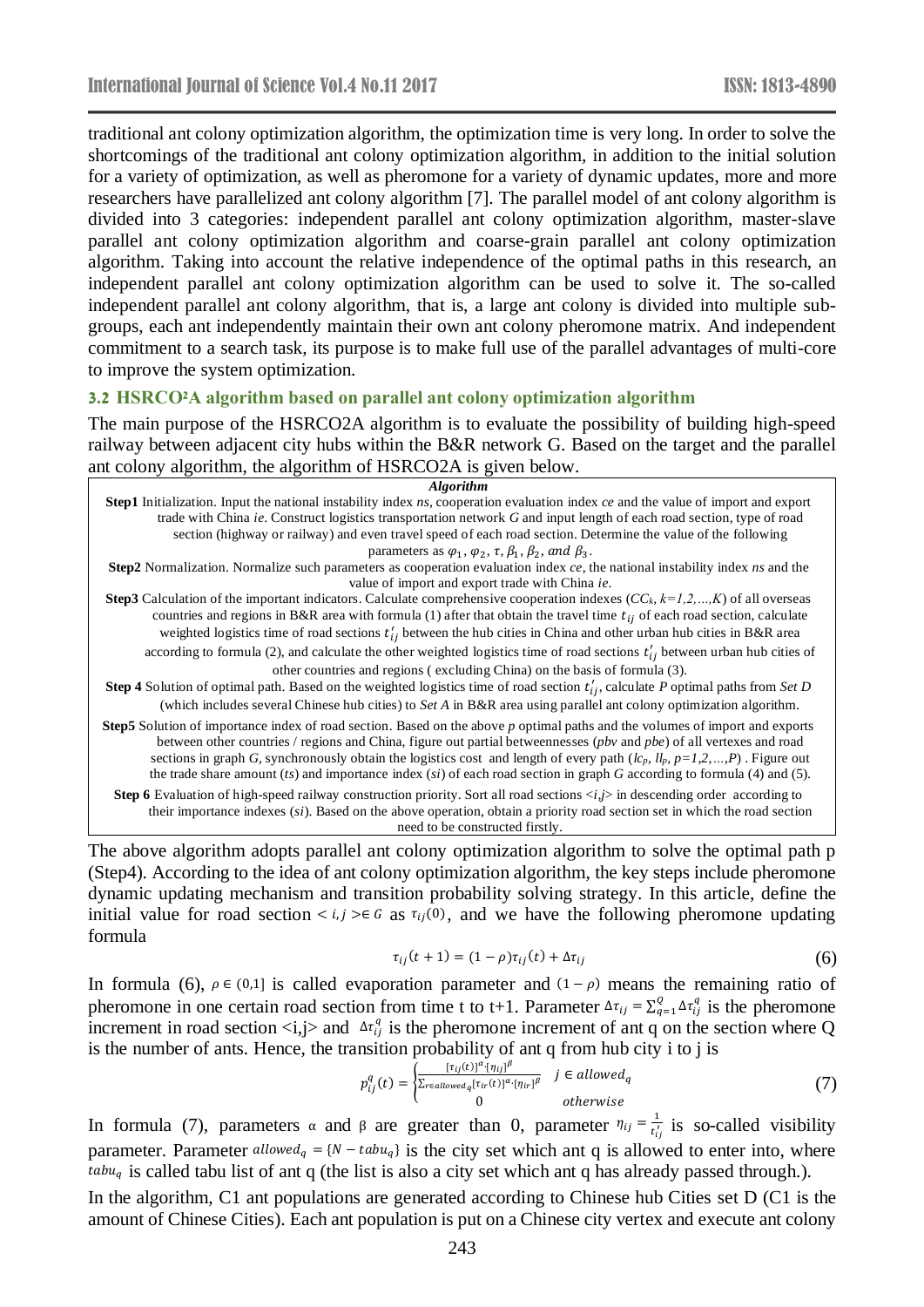traditional ant colony optimization algorithm, the optimization time is very long. In order to solve the shortcomings of the traditional ant colony optimization algorithm, in addition to the initial solution for a variety of optimization, as well as pheromone for a variety of dynamic updates, more and more researchers have parallelized ant colony algorithm [7]. The parallel model of ant colony algorithm is divided into 3 categories: independent parallel ant colony optimization algorithm, master-slave parallel ant colony optimization algorithm and coarse-grain parallel ant colony optimization algorithm. Taking into account the relative independence of the optimal paths in this research, an independent parallel ant colony optimization algorithm can be used to solve it. The so-called independent parallel ant colony algorithm, that is, a large ant colony is divided into multiple sub-groups, each ant independently maintain their own ant colony pheromone matrix. And independent commitment to a search task, its purpose is to make full use of the parallel advantages of multi-core to improve the system optimization.

### 3.2 HSRCO²A algorithm based on parallel ant colony optimization algorithm

The main purpose of the HSRCO2A algorithm is to evaluate the possibility of building high-speed railway between adjacent city hubs within the B&R network G. Based on the target and the parallel ant colony algorithm, the algorithm of HSRCO2A is given below.

***Algorithm***

**Step1** Initialization. Input the national instability index *ns*, cooperation evaluation index *ce* and the value of import and export trade with China *ie*. Construct logistics transportation network *G* and input length of each road section, type of road section (highway or railway) and even travel speed of each road section. Determine the value of the following parameters as $\varphi_1, \varphi_2, \tau, \beta_1, \beta_2,$ and $\beta_3$.

**Step2** Normalization. Normalize such parameters as cooperation evaluation index *ce*, the national instability index *ns* and the value of import and export trade with China *ie*.

**Step3** Calculation of the important indicators. Calculate comprehensive cooperation indexes ($CC_k$, $k=1,2,\ldots,K$) of all overseas countries and regions in B&R area with formula (1) after that obtain the travel time $t_{ij}$ of each road section, calculate weighted logistics time of road sections $t'_{ij}$ between the hub cities in China and other urban hub cities in B&R area according to formula (2), and calculate the other weighted logistics time of road sections $t'_{ij}$ between urban hub cities of other countries and regions ( excluding China) on the basis of formula (3).

**Step 4** Solution of optimal path. Based on the weighted logistics time of road section $t'_{ij}$, calculate *P* optimal paths from *Set D* (which includes several Chinese hub cities) to *Set A* in B&R area using parallel ant colony optimization algorithm.

**Step5** Solution of importance index of road section. Based on the above *p* optimal paths and the volumes of import and exports between other countries / regions and China, figure out partial betweennesses (*pbv* and *pbe*) of all vertexes and road sections in graph *G*, synchronously obtain the logistics cost and length of every path ($lc_p$, $ll_p$, $p=1,2,\ldots,P$) . Figure out the trade share amount (*ts*) and importance index (*si*) of each road section in graph *G* according to formula (4) and (5).

**Step 6** Evaluation of high-speed railway construction priority. Sort all road sections <*i,j*> in descending order according to their importance indexes (*si*). Based on the above operation, obtain a priority road section set in which the road section need to be constructed firstly.

The above algorithm adopts parallel ant colony optimization algorithm to solve the optimal path p (Step4). According to the idea of ant colony optimization algorithm, the key steps include pheromone dynamic updating mechanism and transition probability solving strategy. In this article, define the initial value for road section $<i,j>\in G$ as $\tau_{ij}(0)$, and we have the following pheromone updating formula

$$\tau_{ij}(t+1) = (1-\rho)\tau_{ij}(t) + \Delta\tau_{ij} \tag{6}$$

In formula (6), $\rho \in (0,1]$ is called evaporation parameter and $(1-\rho)$ means the remaining ratio of pheromone in one certain road section from time t to t+1. Parameter $\Delta\tau_{ij} = \sum_{q=1}^{Q}\Delta\tau_{ij}^{q}$ is the pheromone increment in road section <i,j> and $\Delta\tau_{ij}^{q}$ is the pheromone increment of ant q on the section where Q is the number of ants. Hence, the transition probability of ant q from hub city i to j is

$$p_{ij}^{q}(t) = \begin{cases} \dfrac{[\tau_{ij}(t)]^{\alpha}\cdot[\eta_{ij}]^{\beta}}{\sum_{r\in allowed_q}[\tau_{ir}(t)]^{\alpha}\cdot[\eta_{ir}]^{\beta}} & j \in allowed_q \\ 0 & otherwise \end{cases} \tag{7}$$

In formula (7), parameters $\alpha$ and $\beta$ are greater than 0, parameter $\eta_{ij} = \frac{1}{t'_{ij}}$ is so-called visibility parameter. Parameter $allowed_q = \{N - tabu_q\}$ is the city set which ant q is allowed to enter into, where $tabu_q$ is called tabu list of ant q (the list is also a city set which ant q has already passed through.).

In the algorithm, C1 ant populations are generated according to Chinese hub Cities set D (C1 is the amount of Chinese Cities). Each ant population is put on a Chinese city vertex and execute ant colony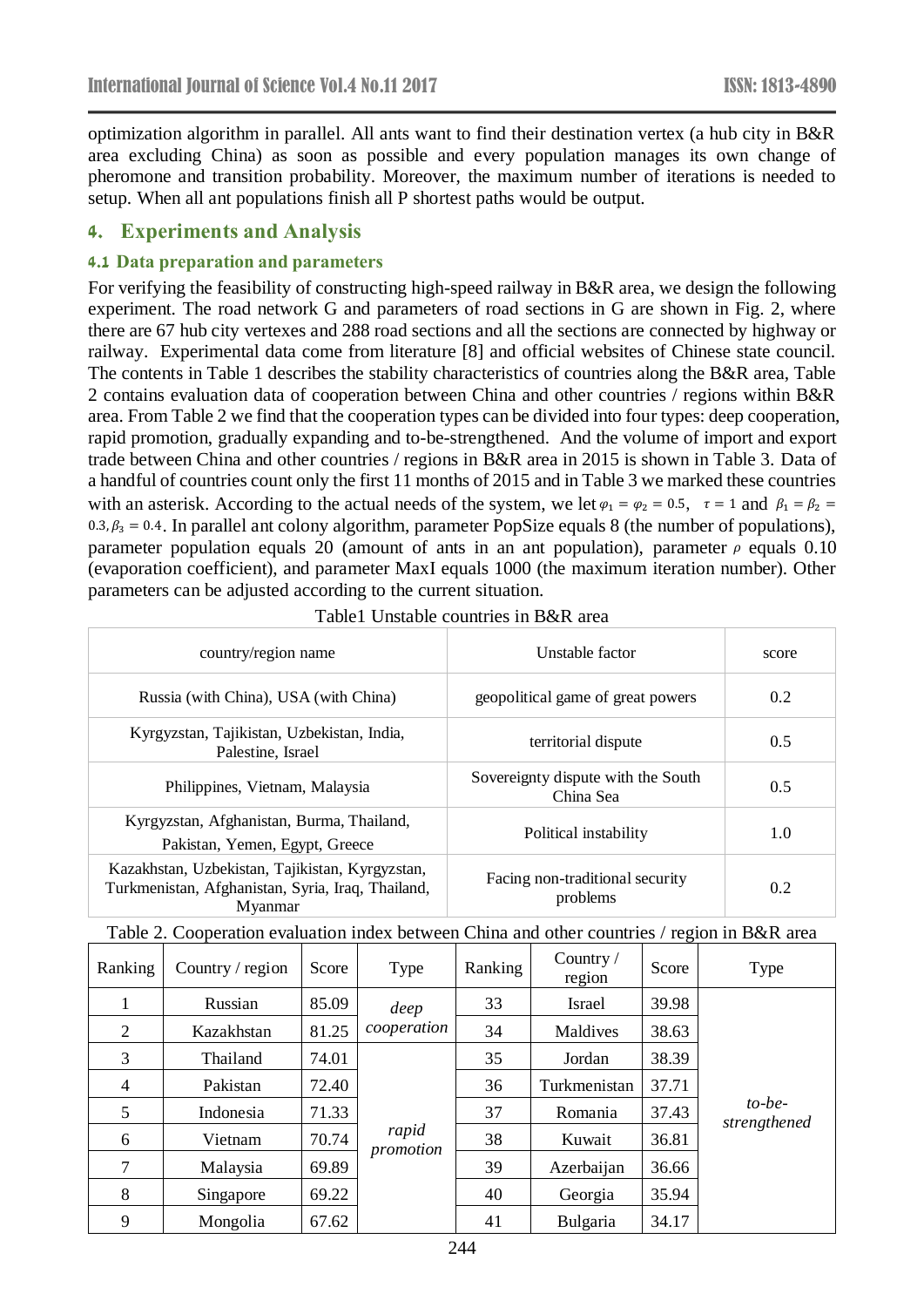optimization algorithm in parallel. All ants want to find their destination vertex (a hub city in B&R area excluding China) as soon as possible and every population manages its own change of pheromone and transition probability. Moreover, the maximum number of iterations is needed to setup. When all ant populations finish all P shortest paths would be output.

## 4. Experiments and Analysis

### 4.1 Data preparation and parameters

For verifying the feasibility of constructing high-speed railway in B&R area, we design the following experiment. The road network G and parameters of road sections in G are shown in Fig. 2, where there are 67 hub city vertexes and 288 road sections and all the sections are connected by highway or railway. Experimental data come from literature [8] and official websites of Chinese state council. The contents in Table 1 describes the stability characteristics of countries along the B&R area, Table 2 contains evaluation data of cooperation between China and other countries / regions within B&R area. From Table 2 we find that the cooperation types can be divided into four types: deep cooperation, rapid promotion, gradually expanding and to-be-strengthened. And the volume of import and export trade between China and other countries / regions in B&R area in 2015 is shown in Table 3. Data of a handful of countries count only the first 11 months of 2015 and in Table 3 we marked these countries with an asterisk. According to the actual needs of the system, we let $\varphi_1 = \varphi_2 = 0.5$, $\tau = 1$ and $\beta_1 = \beta_2 = 0.3, \beta_3 = 0.4$. In parallel ant colony algorithm, parameter PopSize equals 8 (the number of populations), parameter population equals 20 (amount of ants in an ant population), parameter $\rho$ equals 0.10 (evaporation coefficient), and parameter MaxI equals 1000 (the maximum iteration number). Other parameters can be adjusted according to the current situation.

Table1 Unstable countries in B&R area

| country/region name | Unstable factor | score |
|---|---|---|
| Russia (with China), USA (with China) | geopolitical game of great powers | 0.2 |
| Kyrgyzstan, Tajikistan, Uzbekistan, India, Palestine, Israel | territorial dispute | 0.5 |
| Philippines, Vietnam, Malaysia | Sovereignty dispute with the South China Sea | 0.5 |
| Kyrgyzstan, Afghanistan, Burma, Thailand, Pakistan, Yemen, Egypt, Greece | Political instability | 1.0 |
| Kazakhstan, Uzbekistan, Tajikistan, Kyrgyzstan, Turkmenistan, Afghanistan, Syria, Iraq, Thailand, Myanmar | Facing non-traditional security problems | 0.2 |

Table 2. Cooperation evaluation index between China and other countries / region in B&R area

| Ranking | Country / region | Score | Type | Ranking | Country / region | Score | Type |
|---|---|---|---|---|---|---|---|
| 1 | Russian | 85.09 | *deep cooperation* | 33 | Israel | 39.98 | *to-be-strengthened* |
| 2 | Kazakhstan | 81.25 | | 34 | Maldives | 38.63 | |
| 3 | Thailand | 74.01 | *rapid promotion* | 35 | Jordan | 38.39 | |
| 4 | Pakistan | 72.40 | | 36 | Turkmenistan | 37.71 | |
| 5 | Indonesia | 71.33 | | 37 | Romania | 37.43 | |
| 6 | Vietnam | 70.74 | | 38 | Kuwait | 36.81 | |
| 7 | Malaysia | 69.89 | | 39 | Azerbaijan | 36.66 | |
| 8 | Singapore | 69.22 | | 40 | Georgia | 35.94 | |
| 9 | Mongolia | 67.62 | | 41 | Bulgaria | 34.17 | |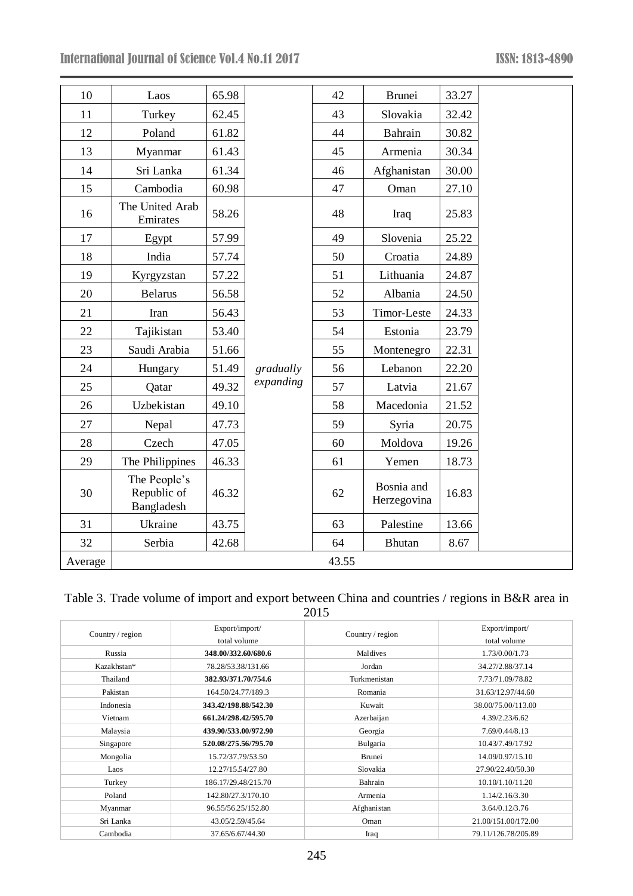| 10 | Laos | 65.98 | | 42 | Brunei | 33.27 | |
|---|---|---|---|---|---|---|---|
| 11 | Turkey | 62.45 | | 43 | Slovakia | 32.42 | |
| 12 | Poland | 61.82 | | 44 | Bahrain | 30.82 | |
| 13 | Myanmar | 61.43 | | 45 | Armenia | 30.34 | |
| 14 | Sri Lanka | 61.34 | | 46 | Afghanistan | 30.00 | |
| 15 | Cambodia | 60.98 | | 47 | Oman | 27.10 | |
| 16 | The United Arab Emirates | 58.26 | *gradually expanding* | 48 | Iraq | 25.83 | |
| 17 | Egypt | 57.99 | | 49 | Slovenia | 25.22 | |
| 18 | India | 57.74 | | 50 | Croatia | 24.89 | |
| 19 | Kyrgyzstan | 57.22 | | 51 | Lithuania | 24.87 | |
| 20 | Belarus | 56.58 | | 52 | Albania | 24.50 | |
| 21 | Iran | 56.43 | | 53 | Timor-Leste | 24.33 | |
| 22 | Tajikistan | 53.40 | | 54 | Estonia | 23.79 | |
| 23 | Saudi Arabia | 51.66 | | 55 | Montenegro | 22.31 | |
| 24 | Hungary | 51.49 | | 56 | Lebanon | 22.20 | |
| 25 | Qatar | 49.32 | | 57 | Latvia | 21.67 | |
| 26 | Uzbekistan | 49.10 | | 58 | Macedonia | 21.52 | |
| 27 | Nepal | 47.73 | | 59 | Syria | 20.75 | |
| 28 | Czech | 47.05 | | 60 | Moldova | 19.26 | |
| 29 | The Philippines | 46.33 | | 61 | Yemen | 18.73 | |
| 30 | The People's Republic of Bangladesh | 46.32 | | 62 | Bosnia and Herzegovina | 16.83 | |
| 31 | Ukraine | 43.75 | | 63 | Palestine | 13.66 | |
| 32 | Serbia | 42.68 | | 64 | Bhutan | 8.67 | |
| Average | 43.55 | | | | | | |

Table 3. Trade volume of import and export between China and countries / regions in B&R area in 2015

| Country / region | Export/import/ total volume | Country / region | Export/import/ total volume |
|---|---|---|---|
| Russia | **348.00/332.60/680.6** | Maldives | 1.73/0.00/1.73 |
| Kazakhstan* | 78.28/53.38/131.66 | Jordan | 34.27/2.88/37.14 |
| Thailand | **382.93/371.70/754.6** | Turkmenistan | 7.73/71.09/78.82 |
| Pakistan | 164.50/24.77/189.3 | Romania | 31.63/12.97/44.60 |
| Indonesia | **343.42/198.88/542.30** | Kuwait | 38.00/75.00/113.00 |
| Vietnam | **661.24/298.42/595.70** | Azerbaijan | 4.39/2.23/6.62 |
| Malaysia | **439.90/533.00/972.90** | Georgia | 7.69/0.44/8.13 |
| Singapore | **520.08/275.56/795.70** | Bulgaria | 10.43/7.49/17.92 |
| Mongolia | 15.72/37.79/53.50 | Brunei | 14.09/0.97/15.10 |
| Laos | 12.27/15.54/27.80 | Slovakia | 27.90/22.40/50.30 |
| Turkey | 186.17/29.48/215.70 | Bahrain | 10.10/1.10/11.20 |
| Poland | 142.80/27.3/170.10 | Armenia | 1.14/2.16/3.30 |
| Myanmar | 96.55/56.25/152.80 | Afghanistan | 3.64/0.12/3.76 |
| Sri Lanka | 43.05/2.59/45.64 | Oman | 21.00/151.00/172.00 |
| Cambodia | 37.65/6.67/44.30 | Iraq | 79.11/126.78/205.89 |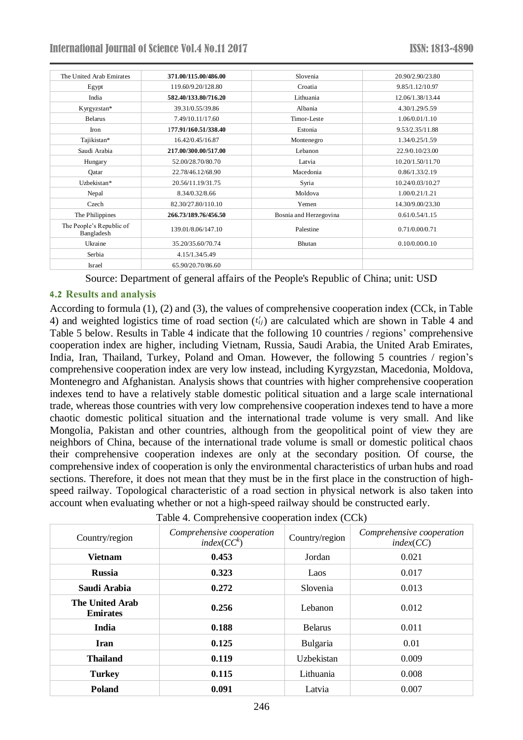| The United Arab Emirates | **371.00/115.00/486.00** | Slovenia | 20.90/2.90/23.80 |
|---|---|---|---|
| Egypt | 119.60/9.20/128.80 | Croatia | 9.85/1.12/10.97 |
| India | **582.40/133.80/716.20** | Lithuania | 12.06/1.38/13.44 |
| Kyrgyzstan* | 39.31/0.55/39.86 | Albania | 4.30/1.29/5.59 |
| Belarus | 7.49/10.11/17.60 | Timor-Leste | 1.06/0.01/1.10 |
| Iron | **177.91/160.51/338.40** | Estonia | 9.53/2.35/11.88 |
| Tajikistan* | 16.42/0.45/16.87 | Montenegro | 1.34/0.25/1.59 |
| Saudi Arabia | **217.00/300.00/517.00** | Lebanon | 22.9/0.10/23.00 |
| Hungary | 52.00/28.70/80.70 | Latvia | 10.20/1.50/11.70 |
| Qatar | 22.78/46.12/68.90 | Macedonia | 0.86/1.33/2.19 |
| Uzbekistan* | 20.56/11.19/31.75 | Syria | 10.24/0.03/10.27 |
| Nepal | 8.34/0.32/8.66 | Moldova | 1.00/0.21/1.21 |
| Czech | 82.30/27.80/110.10 | Yemen | 14.30/9.00/23.30 |
| The Philippines | **266.73/189.76/456.50** | Bosnia and Herzegovina | 0.61/0.54/1.15 |
| The People's Republic of Bangladesh | 139.01/8.06/147.10 | Palestine | 0.71/0.00/0.71 |
| Ukraine | 35.20/35.60/70.74 | Bhutan | 0.10/0.00/0.10 |
| Serbia | 4.15/1.34/5.49 | | |
| Israel | 65.90/20.70/86.60 | | |

Source: Department of general affairs of the People's Republic of China; unit: USD

### 4.2 Results and analysis

According to formula (1), (2) and (3), the values of comprehensive cooperation index (CCk, in Table 4) and weighted logistics time of road section ($t'_{ij}$) are calculated which are shown in Table 4 and Table 5 below. Results in Table 4 indicate that the following 10 countries / regions' comprehensive cooperation index are higher, including Vietnam, Russia, Saudi Arabia, the United Arab Emirates, India, Iran, Thailand, Turkey, Poland and Oman. However, the following 5 countries / region's comprehensive cooperation index are very low instead, including Kyrgyzstan, Macedonia, Moldova, Montenegro and Afghanistan. Analysis shows that countries with higher comprehensive cooperation indexes tend to have a relatively stable domestic political situation and a large scale international trade, whereas those countries with very low comprehensive cooperation indexes tend to have a more chaotic domestic political situation and the international trade volume is very small. And like Mongolia, Pakistan and other countries, although from the geopolitical point of view they are neighbors of China, because of the international trade volume is small or domestic political chaos their comprehensive cooperation indexes are only at the secondary position. Of course, the comprehensive index of cooperation is only the environmental characteristics of urban hubs and road sections. Therefore, it does not mean that they must be in the first place in the construction of high-speed railway. Topological characteristic of a road section in physical network is also taken into account when evaluating whether or not a high-speed railway should be constructed early.

Table 4. Comprehensive cooperation index (CCk)

| Country/region | *Comprehensive cooperation index($CC^k$)* | Country/region | *Comprehensive cooperation index(CC)* |
|---|---|---|---|
| **Vietnam** | **0.453** | Jordan | 0.021 |
| **Russia** | **0.323** | Laos | 0.017 |
| **Saudi Arabia** | **0.272** | Slovenia | 0.013 |
| **The United Arab Emirates** | **0.256** | Lebanon | 0.012 |
| **India** | **0.188** | Belarus | 0.011 |
| **Iran** | **0.125** | Bulgaria | 0.01 |
| **Thailand** | **0.119** | Uzbekistan | 0.009 |
| **Turkey** | **0.115** | Lithuania | 0.008 |
| **Poland** | **0.091** | Latvia | 0.007 |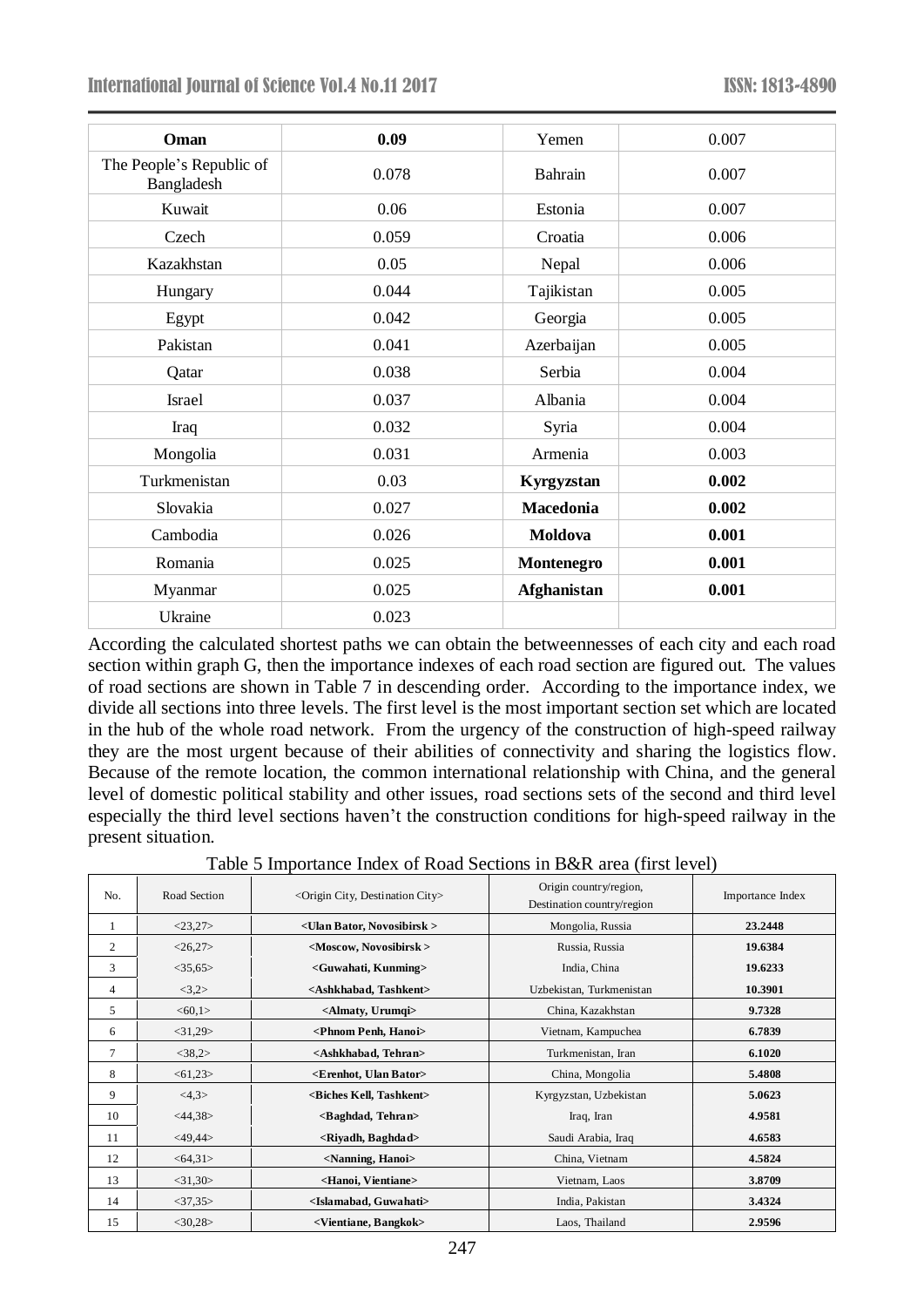| **Oman** | **0.09** | Yemen | 0.007 |
|---|---|---|---|
| The People's Republic of Bangladesh | 0.078 | Bahrain | 0.007 |
| Kuwait | 0.06 | Estonia | 0.007 |
| Czech | 0.059 | Croatia | 0.006 |
| Kazakhstan | 0.05 | Nepal | 0.006 |
| Hungary | 0.044 | Tajikistan | 0.005 |
| Egypt | 0.042 | Georgia | 0.005 |
| Pakistan | 0.041 | Azerbaijan | 0.005 |
| Qatar | 0.038 | Serbia | 0.004 |
| Israel | 0.037 | Albania | 0.004 |
| Iraq | 0.032 | Syria | 0.004 |
| Mongolia | 0.031 | Armenia | 0.003 |
| Turkmenistan | 0.03 | **Kyrgyzstan** | **0.002** |
| Slovakia | 0.027 | **Macedonia** | **0.002** |
| Cambodia | 0.026 | **Moldova** | **0.001** |
| Romania | 0.025 | **Montenegro** | **0.001** |
| Myanmar | 0.025 | **Afghanistan** | **0.001** |
| Ukraine | 0.023 | | |

According the calculated shortest paths we can obtain the betweennesses of each city and each road section within graph G, then the importance indexes of each road section are figured out. The values of road sections are shown in Table 7 in descending order. According to the importance index, we divide all sections into three levels. The first level is the most important section set which are located in the hub of the whole road network. From the urgency of the construction of high-speed railway they are the most urgent because of their abilities of connectivity and sharing the logistics flow. Because of the remote location, the common international relationship with China, and the general level of domestic political stability and other issues, road sections sets of the second and third level especially the third level sections haven't the construction conditions for high-speed railway in the present situation.

Table 5 Importance Index of Road Sections in B&R area (first level)

| No. | Road Section | <Origin City, Destination City> | Origin country/region, Destination country/region | Importance Index |
|---|---|---|---|---|
| 1 | <23,27> | **<Ulan Bator, Novosibirsk >** | Mongolia, Russia | **23.2448** |
| 2 | <26,27> | **<Moscow, Novosibirsk >** | Russia, Russia | **19.6384** |
| 3 | <35,65> | **<Guwahati, Kunming>** | India, China | **19.6233** |
| 4 | <3,2> | **<Ashkhabad, Tashkent>** | Uzbekistan, Turkmenistan | **10.3901** |
| 5 | <60,1> | **<Almaty, Urumqi>** | China, Kazakhstan | **9.7328** |
| 6 | <31,29> | **<Phnom Penh, Hanoi>** | Vietnam, Kampuchea | **6.7839** |
| 7 | <38,2> | **<Ashkhabad, Tehran>** | Turkmenistan, Iran | **6.1020** |
| 8 | <61,23> | **<Erenhot, Ulan Bator>** | China, Mongolia | **5.4808** |
| 9 | <4,3> | **<Biches Kell, Tashkent>** | Kyrgyzstan, Uzbekistan | **5.0623** |
| 10 | <44,38> | **<Baghdad, Tehran>** | Iraq, Iran | **4.9581** |
| 11 | <49,44> | **<Riyadh, Baghdad>** | Saudi Arabia, Iraq | **4.6583** |
| 12 | <64,31> | **<Nanning, Hanoi>** | China, Vietnam | **4.5824** |
| 13 | <31,30> | **<Hanoi, Vientiane>** | Vietnam, Laos | **3.8709** |
| 14 | <37,35> | **<Islamabad, Guwahati>** | India, Pakistan | **3.4324** |
| 15 | <30,28> | **<Vientiane, Bangkok>** | Laos, Thailand | **2.9596** |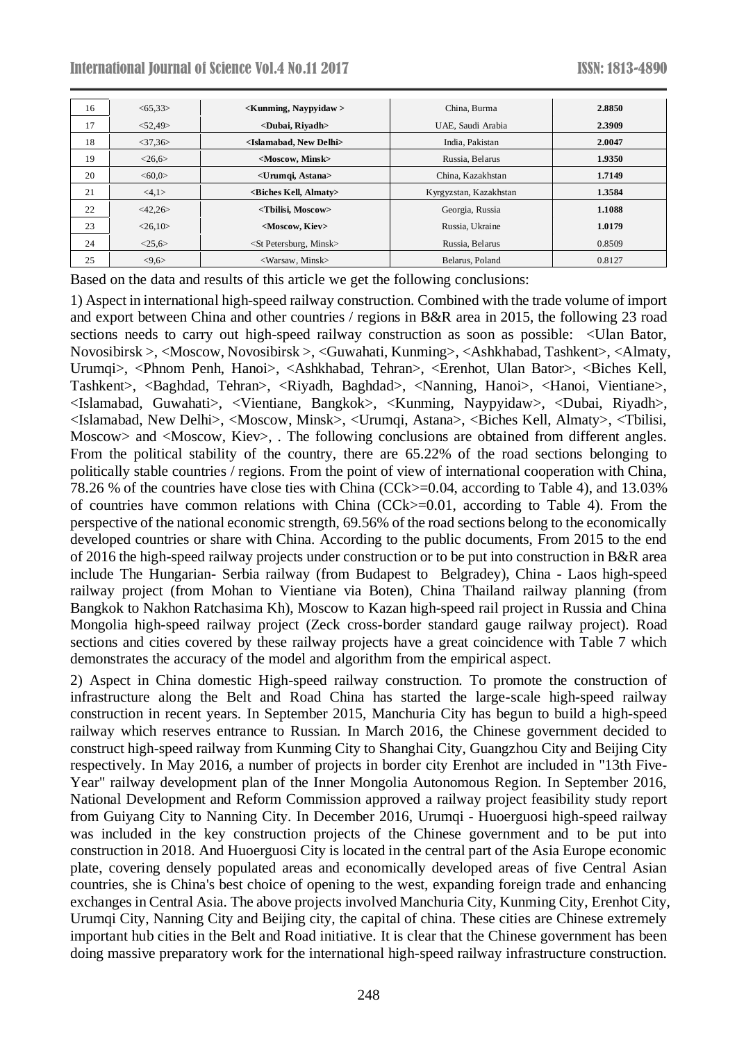| 16 | <65,33> | **<Kunming, Naypyidaw >** | China, Burma | **2.8850** |
|---|---|---|---|---|
| 17 | <52,49> | **<Dubai, Riyadh>** | UAE, Saudi Arabia | **2.3909** |
| 18 | <37,36> | **<Islamabad, New Delhi>** | India, Pakistan | **2.0047** |
| 19 | <26,6> | **<Moscow, Minsk>** | Russia, Belarus | **1.9350** |
| 20 | <60,0> | **<Urumqi, Astana>** | China, Kazakhstan | **1.7149** |
| 21 | <4,1> | **<Biches Kell, Almaty>** | Kyrgyzstan, Kazakhstan | **1.3584** |
| 22 | <42,26> | **<Tbilisi, Moscow>** | Georgia, Russia | **1.1088** |
| 23 | <26,10> | **<Moscow, Kiev>** | Russia, Ukraine | **1.0179** |
| 24 | <25,6> | <St Petersburg, Minsk> | Russia, Belarus | 0.8509 |
| 25 | <9,6> | <Warsaw, Minsk> | Belarus, Poland | 0.8127 |

Based on the data and results of this article we get the following conclusions:

1) Aspect in international high-speed railway construction. Combined with the trade volume of import and export between China and other countries / regions in B&R area in 2015, the following 23 road sections needs to carry out high-speed railway construction as soon as possible: <Ulan Bator, Novosibirsk >, <Moscow, Novosibirsk >, <Guwahati, Kunming>, <Ashkhabad, Tashkent>, <Almaty, Urumqi>, <Phnom Penh, Hanoi>, <Ashkhabad, Tehran>, <Erenhot, Ulan Bator>, <Biches Kell, Tashkent>, <Baghdad, Tehran>, <Riyadh, Baghdad>, <Nanning, Hanoi>, <Hanoi, Vientiane>, <Islamabad, Guwahati>, <Vientiane, Bangkok>, <Kunming, Naypyidaw>, <Dubai, Riyadh>, <Islamabad, New Delhi>, <Moscow, Minsk>, <Urumqi, Astana>, <Biches Kell, Almaty>, <Tbilisi, Moscow> and <Moscow, Kiev>, . The following conclusions are obtained from different angles. From the political stability of the country, there are 65.22% of the road sections belonging to politically stable countries / regions. From the point of view of international cooperation with China, 78.26 % of the countries have close ties with China (CCk>=0.04, according to Table 4), and 13.03% of countries have common relations with China (CCk>=0.01, according to Table 4). From the perspective of the national economic strength, 69.56% of the road sections belong to the economically developed countries or share with China. According to the public documents, From 2015 to the end of 2016 the high-speed railway projects under construction or to be put into construction in B&R area include The Hungarian- Serbia railway (from Budapest to Belgradey), China - Laos high-speed railway project (from Mohan to Vientiane via Boten), China Thailand railway planning (from Bangkok to Nakhon Ratchasima Kh), Moscow to Kazan high-speed rail project in Russia and China Mongolia high-speed railway project (Zeck cross-border standard gauge railway project). Road sections and cities covered by these railway projects have a great coincidence with Table 7 which demonstrates the accuracy of the model and algorithm from the empirical aspect.

2) Aspect in China domestic High-speed railway construction. To promote the construction of infrastructure along the Belt and Road China has started the large-scale high-speed railway construction in recent years. In September 2015, Manchuria City has begun to build a high-speed railway which reserves entrance to Russian. In March 2016, the Chinese government decided to construct high-speed railway from Kunming City to Shanghai City, Guangzhou City and Beijing City respectively. In May 2016, a number of projects in border city Erenhot are included in "13th Five-Year" railway development plan of the Inner Mongolia Autonomous Region. In September 2016, National Development and Reform Commission approved a railway project feasibility study report from Guiyang City to Nanning City. In December 2016, Urumqi - Huoerguosi high-speed railway was included in the key construction projects of the Chinese government and to be put into construction in 2018. And Huoerguosi City is located in the central part of the Asia Europe economic plate, covering densely populated areas and economically developed areas of five Central Asian countries, she is China's best choice of opening to the west, expanding foreign trade and enhancing exchanges in Central Asia. The above projects involved Manchuria City, Kunming City, Erenhot City, Urumqi City, Nanning City and Beijing city, the capital of china. These cities are Chinese extremely important hub cities in the Belt and Road initiative. It is clear that the Chinese government has been doing massive preparatory work for the international high-speed railway infrastructure construction.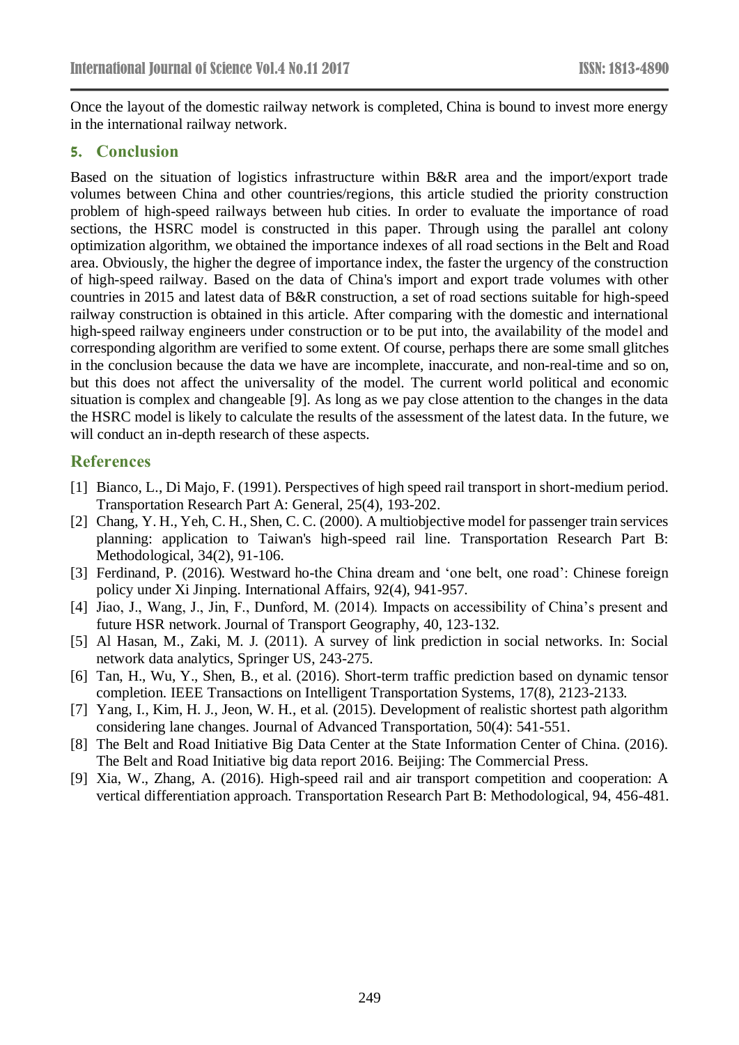Once the layout of the domestic railway network is completed, China is bound to invest more energy in the international railway network.

## 5. Conclusion

Based on the situation of logistics infrastructure within B&R area and the import/export trade volumes between China and other countries/regions, this article studied the priority construction problem of high-speed railways between hub cities. In order to evaluate the importance of road sections, the HSRC model is constructed in this paper. Through using the parallel ant colony optimization algorithm, we obtained the importance indexes of all road sections in the Belt and Road area. Obviously, the higher the degree of importance index, the faster the urgency of the construction of high-speed railway. Based on the data of China's import and export trade volumes with other countries in 2015 and latest data of B&R construction, a set of road sections suitable for high-speed railway construction is obtained in this article. After comparing with the domestic and international high-speed railway engineers under construction or to be put into, the availability of the model and corresponding algorithm are verified to some extent. Of course, perhaps there are some small glitches in the conclusion because the data we have are incomplete, inaccurate, and non-real-time and so on, but this does not affect the universality of the model. The current world political and economic situation is complex and changeable [9]. As long as we pay close attention to the changes in the data the HSRC model is likely to calculate the results of the assessment of the latest data. In the future, we will conduct an in-depth research of these aspects.

## References

[1] Bianco, L., Di Majo, F. (1991). Perspectives of high speed rail transport in short-medium period. Transportation Research Part A: General, 25(4), 193-202.

[2] Chang, Y. H., Yeh, C. H., Shen, C. C. (2000). A multiobjective model for passenger train services planning: application to Taiwan's high-speed rail line. Transportation Research Part B: Methodological, 34(2), 91-106.

[3] Ferdinand, P. (2016). Westward ho-the China dream and 'one belt, one road': Chinese foreign policy under Xi Jinping. International Affairs, 92(4), 941-957.

[4] Jiao, J., Wang, J., Jin, F., Dunford, M. (2014). Impacts on accessibility of China's present and future HSR network. Journal of Transport Geography, 40, 123-132.

[5] Al Hasan, M., Zaki, M. J. (2011). A survey of link prediction in social networks. In: Social network data analytics, Springer US, 243-275.

[6] Tan, H., Wu, Y., Shen, B., et al. (2016). Short-term traffic prediction based on dynamic tensor completion. IEEE Transactions on Intelligent Transportation Systems, 17(8), 2123-2133.

[7] Yang, I., Kim, H. J., Jeon, W. H., et al. (2015). Development of realistic shortest path algorithm considering lane changes. Journal of Advanced Transportation, 50(4): 541-551.

[8] The Belt and Road Initiative Big Data Center at the State Information Center of China. (2016). The Belt and Road Initiative big data report 2016. Beijing: The Commercial Press.

[9] Xia, W., Zhang, A. (2016). High-speed rail and air transport competition and cooperation: A vertical differentiation approach. Transportation Research Part B: Methodological, 94, 456-481.